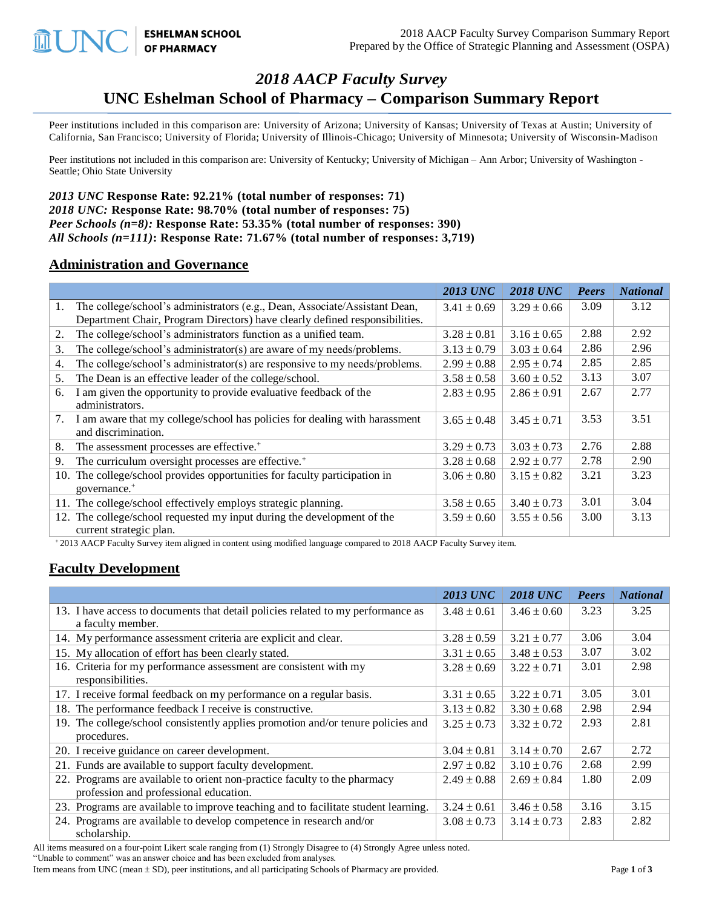# *2018 AACP Faculty Survey*

# UNC Eshelman School of Pharmacy – Comparison Summary Report

Peer institutions included in this comparison are: University of Arizona; University of Kansas; University of Texas at Austin; University of California, San Francisco; University of Florida; University of Illinois-Chicago; University of Minnesota; University of Wisconsin-Madison

Peer institutions not included in this comparison are: University of Kentucky; University of Michigan – Ann Arbor; University of Washington - Seattle; Ohio State University

***2013 UNC* Response Rate: 92.21% (total number of responses: 71)**
***2018 UNC:* Response Rate: 98.70% (total number of responses: 75)**
***Peer Schools (n=8):* Response Rate: 53.35% (total number of responses: 390)**
***All Schools (n=111)*: Response Rate: 71.67% (total number of responses: 3,719)**

## Administration and Governance

| | *2013 UNC* | *2018 UNC* | *Peers* | *National* |
|---|---|---|---|---|
| 1. The college/school's administrators (e.g., Dean, Associate/Assistant Dean, Department Chair, Program Directors) have clearly defined responsibilities. | 3.41 ± 0.69 | 3.29 ± 0.66 | 3.09 | 3.12 |
| 2. The college/school's administrators function as a unified team. | 3.28 ± 0.81 | 3.16 ± 0.65 | 2.88 | 2.92 |
| 3. The college/school's administrator(s) are aware of my needs/problems. | 3.13 ± 0.79 | 3.03 ± 0.64 | 2.86 | 2.96 |
| 4. The college/school's administrator(s) are responsive to my needs/problems. | 2.99 ± 0.88 | 2.95 ± 0.74 | 2.85 | 2.85 |
| 5. The Dean is an effective leader of the college/school. | 3.58 ± 0.58 | 3.60 ± 0.52 | 3.13 | 3.07 |
| 6. I am given the opportunity to provide evaluative feedback of the administrators. | 2.83 ± 0.95 | 2.86 ± 0.91 | 2.67 | 2.77 |
| 7. I am aware that my college/school has policies for dealing with harassment and discrimination. | 3.65 ± 0.48 | 3.45 ± 0.71 | 3.53 | 3.51 |
| 8. The assessment processes are effective.+ | 3.29 ± 0.73 | 3.03 ± 0.73 | 2.76 | 2.88 |
| 9. The curriculum oversight processes are effective.+ | 3.28 ± 0.68 | 2.92 ± 0.77 | 2.78 | 2.90 |
| 10. The college/school provides opportunities for faculty participation in governance.+ | 3.06 ± 0.80 | 3.15 ± 0.82 | 3.21 | 3.23 |
| 11. The college/school effectively employs strategic planning. | 3.58 ± 0.65 | 3.40 ± 0.73 | 3.01 | 3.04 |
| 12. The college/school requested my input during the development of the current strategic plan. | 3.59 ± 0.60 | 3.55 ± 0.56 | 3.00 | 3.13 |

+ 2013 AACP Faculty Survey item aligned in content using modified language compared to 2018 AACP Faculty Survey item.

## Faculty Development

| | *2013 UNC* | *2018 UNC* | *Peers* | *National* |
|---|---|---|---|---|
| 13. I have access to documents that detail policies related to my performance as a faculty member. | 3.48 ± 0.61 | 3.46 ± 0.60 | 3.23 | 3.25 |
| 14. My performance assessment criteria are explicit and clear. | 3.28 ± 0.59 | 3.21 ± 0.77 | 3.06 | 3.04 |
| 15. My allocation of effort has been clearly stated. | 3.31 ± 0.65 | 3.48 ± 0.53 | 3.07 | 3.02 |
| 16. Criteria for my performance assessment are consistent with my responsibilities. | 3.28 ± 0.69 | 3.22 ± 0.71 | 3.01 | 2.98 |
| 17. I receive formal feedback on my performance on a regular basis. | 3.31 ± 0.65 | 3.22 ± 0.71 | 3.05 | 3.01 |
| 18. The performance feedback I receive is constructive. | 3.13 ± 0.82 | 3.30 ± 0.68 | 2.98 | 2.94 |
| 19. The college/school consistently applies promotion and/or tenure policies and procedures. | 3.25 ± 0.73 | 3.32 ± 0.72 | 2.93 | 2.81 |
| 20. I receive guidance on career development. | 3.04 ± 0.81 | 3.14 ± 0.70 | 2.67 | 2.72 |
| 21. Funds are available to support faculty development. | 2.97 ± 0.82 | 3.10 ± 0.76 | 2.68 | 2.99 |
| 22. Programs are available to orient non-practice faculty to the pharmacy profession and professional education. | 2.49 ± 0.88 | 2.69 ± 0.84 | 1.80 | 2.09 |
| 23. Programs are available to improve teaching and to facilitate student learning. | 3.24 ± 0.61 | 3.46 ± 0.58 | 3.16 | 3.15 |
| 24. Programs are available to develop competence in research and/or scholarship. | 3.08 ± 0.73 | 3.14 ± 0.73 | 2.83 | 2.82 |

All items measured on a four-point Likert scale ranging from (1) Strongly Disagree to (4) Strongly Agree unless noted.
"Unable to comment" was an answer choice and has been excluded from analyses.
Item means from UNC (mean ± SD), peer institutions, and all participating Schools of Pharmacy are provided.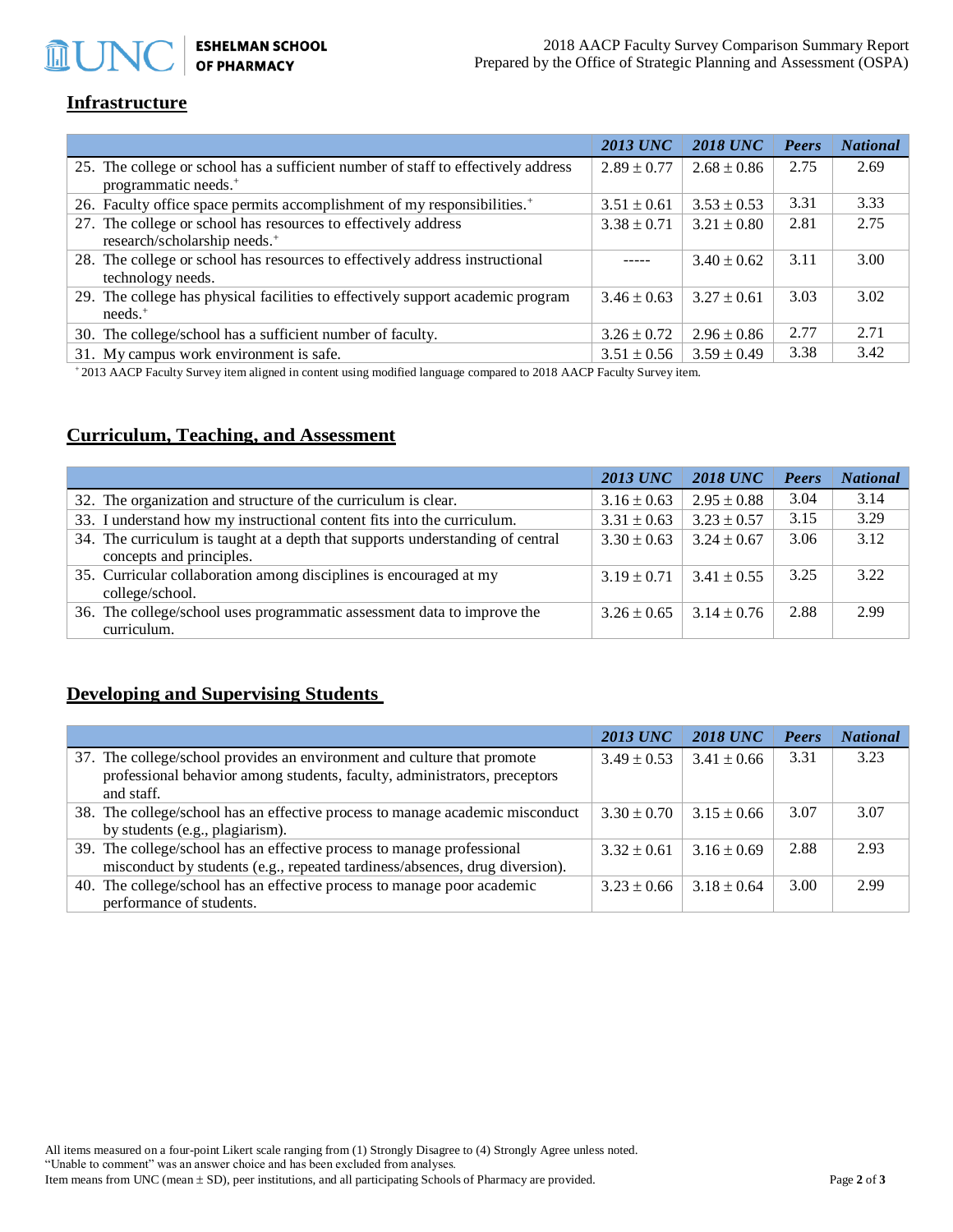## Infrastructure

| | *2013 UNC* | *2018 UNC* | *Peers* | *National* |
|---|---|---|---|---|
| 25. The college or school has a sufficient number of staff to effectively address programmatic needs.⁺ | 2.89 ± 0.77 | 2.68 ± 0.86 | 2.75 | 2.69 |
| 26. Faculty office space permits accomplishment of my responsibilities.⁺ | 3.51 ± 0.61 | 3.53 ± 0.53 | 3.31 | 3.33 |
| 27. The college or school has resources to effectively address research/scholarship needs.⁺ | 3.38 ± 0.71 | 3.21 ± 0.80 | 2.81 | 2.75 |
| 28. The college or school has resources to effectively address instructional technology needs. | ----- | 3.40 ± 0.62 | 3.11 | 3.00 |
| 29. The college has physical facilities to effectively support academic program needs.⁺ | 3.46 ± 0.63 | 3.27 ± 0.61 | 3.03 | 3.02 |
| 30. The college/school has a sufficient number of faculty. | 3.26 ± 0.72 | 2.96 ± 0.86 | 2.77 | 2.71 |
| 31. My campus work environment is safe. | 3.51 ± 0.56 | 3.59 ± 0.49 | 3.38 | 3.42 |

⁺2013 AACP Faculty Survey item aligned in content using modified language compared to 2018 AACP Faculty Survey item.

## Curriculum, Teaching, and Assessment

| | *2013 UNC* | *2018 UNC* | *Peers* | *National* |
|---|---|---|---|---|
| 32. The organization and structure of the curriculum is clear. | 3.16 ± 0.63 | 2.95 ± 0.88 | 3.04 | 3.14 |
| 33. I understand how my instructional content fits into the curriculum. | 3.31 ± 0.63 | 3.23 ± 0.57 | 3.15 | 3.29 |
| 34. The curriculum is taught at a depth that supports understanding of central concepts and principles. | 3.30 ± 0.63 | 3.24 ± 0.67 | 3.06 | 3.12 |
| 35. Curricular collaboration among disciplines is encouraged at my college/school. | 3.19 ± 0.71 | 3.41 ± 0.55 | 3.25 | 3.22 |
| 36. The college/school uses programmatic assessment data to improve the curriculum. | 3.26 ± 0.65 | 3.14 ± 0.76 | 2.88 | 2.99 |

## Developing and Supervising Students

| | *2013 UNC* | *2018 UNC* | *Peers* | *National* |
|---|---|---|---|---|
| 37. The college/school provides an environment and culture that promote professional behavior among students, faculty, administrators, preceptors and staff. | 3.49 ± 0.53 | 3.41 ± 0.66 | 3.31 | 3.23 |
| 38. The college/school has an effective process to manage academic misconduct by students (e.g., plagiarism). | 3.30 ± 0.70 | 3.15 ± 0.66 | 3.07 | 3.07 |
| 39. The college/school has an effective process to manage professional misconduct by students (e.g., repeated tardiness/absences, drug diversion). | 3.32 ± 0.61 | 3.16 ± 0.69 | 2.88 | 2.93 |
| 40. The college/school has an effective process to manage poor academic performance of students. | 3.23 ± 0.66 | 3.18 ± 0.64 | 3.00 | 2.99 |

All items measured on a four-point Likert scale ranging from (1) Strongly Disagree to (4) Strongly Agree unless noted.
"Unable to comment" was an answer choice and has been excluded from analyses.
Item means from UNC (mean ± SD), peer institutions, and all participating Schools of Pharmacy are provided.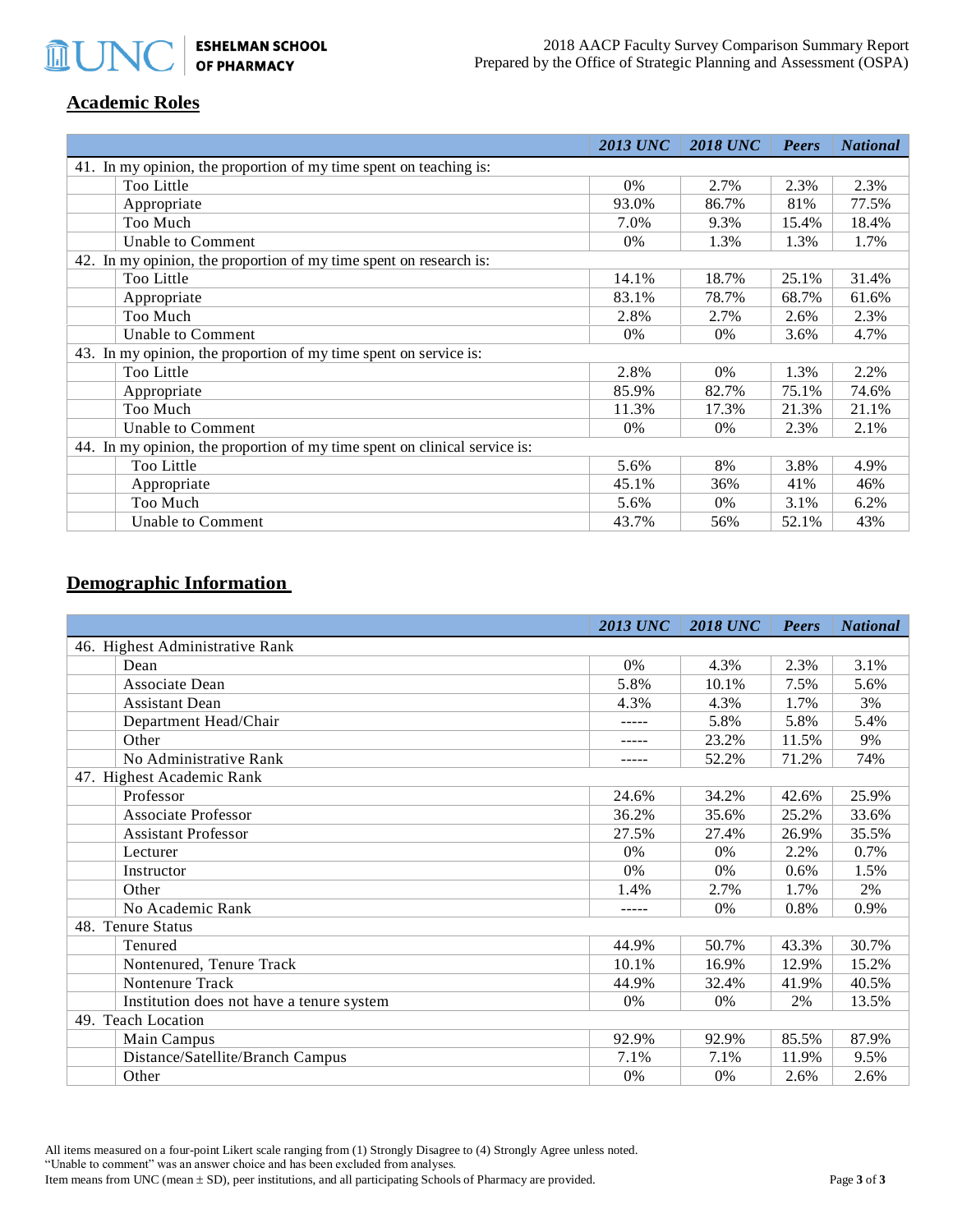## Academic Roles

| | *2013 UNC* | *2018 UNC* | *Peers* | *National* |
|---|---|---|---|---|
| 41. In my opinion, the proportion of my time spent on teaching is: | | | | |
| Too Little | 0% | 2.7% | 2.3% | 2.3% |
| Appropriate | 93.0% | 86.7% | 81% | 77.5% |
| Too Much | 7.0% | 9.3% | 15.4% | 18.4% |
| Unable to Comment | 0% | 1.3% | 1.3% | 1.7% |
| 42. In my opinion, the proportion of my time spent on research is: | | | | |
| Too Little | 14.1% | 18.7% | 25.1% | 31.4% |
| Appropriate | 83.1% | 78.7% | 68.7% | 61.6% |
| Too Much | 2.8% | 2.7% | 2.6% | 2.3% |
| Unable to Comment | 0% | 0% | 3.6% | 4.7% |
| 43. In my opinion, the proportion of my time spent on service is: | | | | |
| Too Little | 2.8% | 0% | 1.3% | 2.2% |
| Appropriate | 85.9% | 82.7% | 75.1% | 74.6% |
| Too Much | 11.3% | 17.3% | 21.3% | 21.1% |
| Unable to Comment | 0% | 0% | 2.3% | 2.1% |
| 44. In my opinion, the proportion of my time spent on clinical service is: | | | | |
| Too Little | 5.6% | 8% | 3.8% | 4.9% |
| Appropriate | 45.1% | 36% | 41% | 46% |
| Too Much | 5.6% | 0% | 3.1% | 6.2% |
| Unable to Comment | 43.7% | 56% | 52.1% | 43% |

## Demographic Information

| | *2013 UNC* | *2018 UNC* | *Peers* | *National* |
|---|---|---|---|---|
| 46. Highest Administrative Rank | | | | |
| Dean | 0% | 4.3% | 2.3% | 3.1% |
| Associate Dean | 5.8% | 10.1% | 7.5% | 5.6% |
| Assistant Dean | 4.3% | 4.3% | 1.7% | 3% |
| Department Head/Chair | ----- | 5.8% | 5.8% | 5.4% |
| Other | ----- | 23.2% | 11.5% | 9% |
| No Administrative Rank | ----- | 52.2% | 71.2% | 74% |
| 47. Highest Academic Rank | | | | |
| Professor | 24.6% | 34.2% | 42.6% | 25.9% |
| Associate Professor | 36.2% | 35.6% | 25.2% | 33.6% |
| Assistant Professor | 27.5% | 27.4% | 26.9% | 35.5% |
| Lecturer | 0% | 0% | 2.2% | 0.7% |
| Instructor | 0% | 0% | 0.6% | 1.5% |
| Other | 1.4% | 2.7% | 1.7% | 2% |
| No Academic Rank | ----- | 0% | 0.8% | 0.9% |
| 48. Tenure Status | | | | |
| Tenured | 44.9% | 50.7% | 43.3% | 30.7% |
| Nontenured, Tenure Track | 10.1% | 16.9% | 12.9% | 15.2% |
| Nontenure Track | 44.9% | 32.4% | 41.9% | 40.5% |
| Institution does not have a tenure system | 0% | 0% | 2% | 13.5% |
| 49. Teach Location | | | | |
| Main Campus | 92.9% | 92.9% | 85.5% | 87.9% |
| Distance/Satellite/Branch Campus | 7.1% | 7.1% | 11.9% | 9.5% |
| Other | 0% | 0% | 2.6% | 2.6% |

All items measured on a four-point Likert scale ranging from (1) Strongly Disagree to (4) Strongly Agree unless noted.
"Unable to comment" was an answer choice and has been excluded from analyses.
Item means from UNC (mean ± SD), peer institutions, and all participating Schools of Pharmacy are provided.